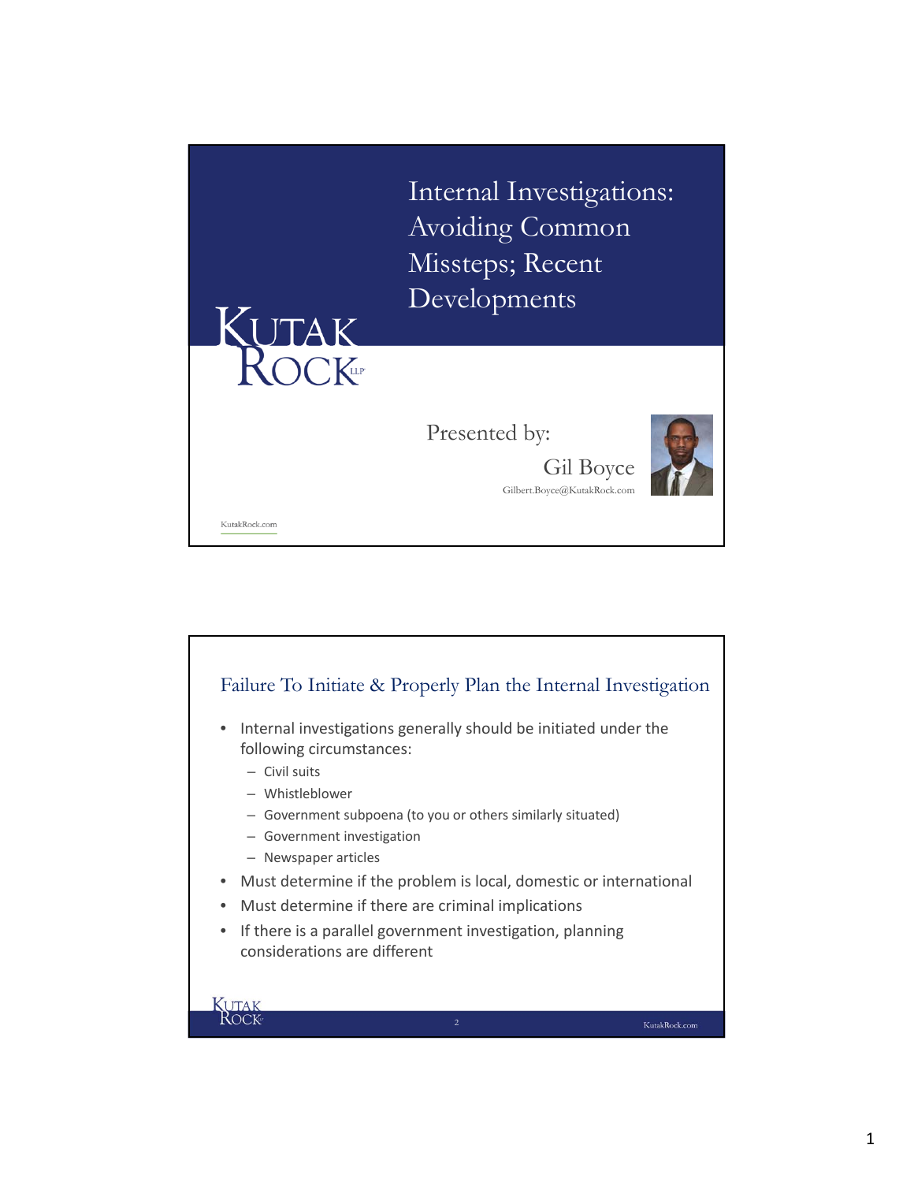# Internal Investigations: Avoiding Common Missteps; Recent Developments

KUTAK ROCK LLP

Presented by:

Gil Boyce

Gilbert.Boyce@KutakRock.com

KutakRock.com

## Failure To Initiate & Properly Plan the Internal Investigation

- Internal investigations generally should be initiated under the following circumstances:
  - Civil suits
  - Whistleblower
  - Government subpoena (to you or others similarly situated)
  - Government investigation
  - Newspaper articles
- Must determine if the problem is local, domestic or international
- Must determine if there are criminal implications
- If there is a parallel government investigation, planning considerations are different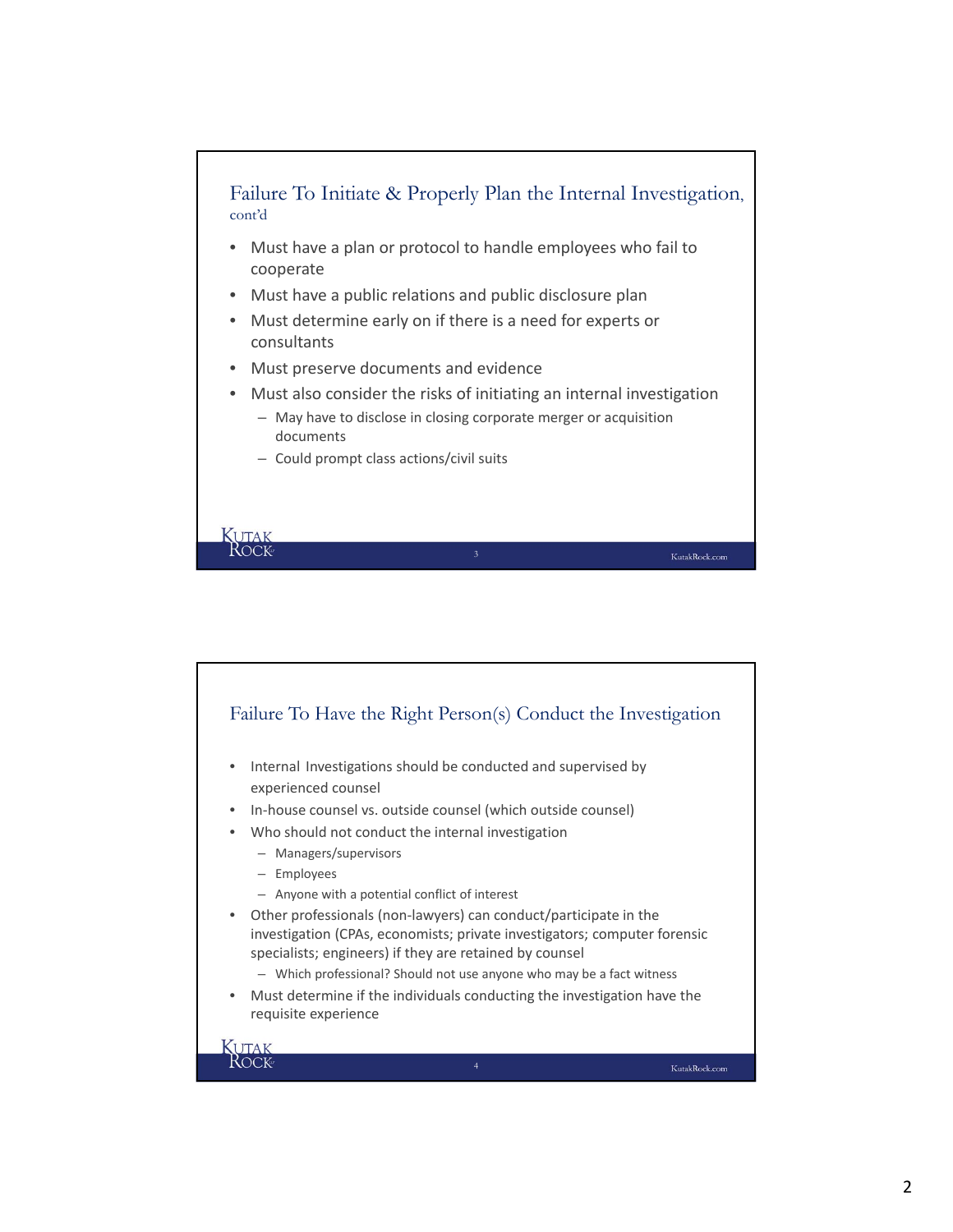## Failure To Initiate & Properly Plan the Internal Investigation, cont'd

- Must have a plan or protocol to handle employees who fail to cooperate
- Must have a public relations and public disclosure plan
- Must determine early on if there is a need for experts or consultants
- Must preserve documents and evidence
- Must also consider the risks of initiating an internal investigation
  - May have to disclose in closing corporate merger or acquisition documents
  - Could prompt class actions/civil suits

## Failure To Have the Right Person(s) Conduct the Investigation

- Internal Investigations should be conducted and supervised by experienced counsel
- In-house counsel vs. outside counsel (which outside counsel)
- Who should not conduct the internal investigation
  - Managers/supervisors
  - Employees
  - Anyone with a potential conflict of interest
- Other professionals (non-lawyers) can conduct/participate in the investigation (CPAs, economists; private investigators; computer forensic specialists; engineers) if they are retained by counsel
  - Which professional? Should not use anyone who may be a fact witness
- Must determine if the individuals conducting the investigation have the requisite experience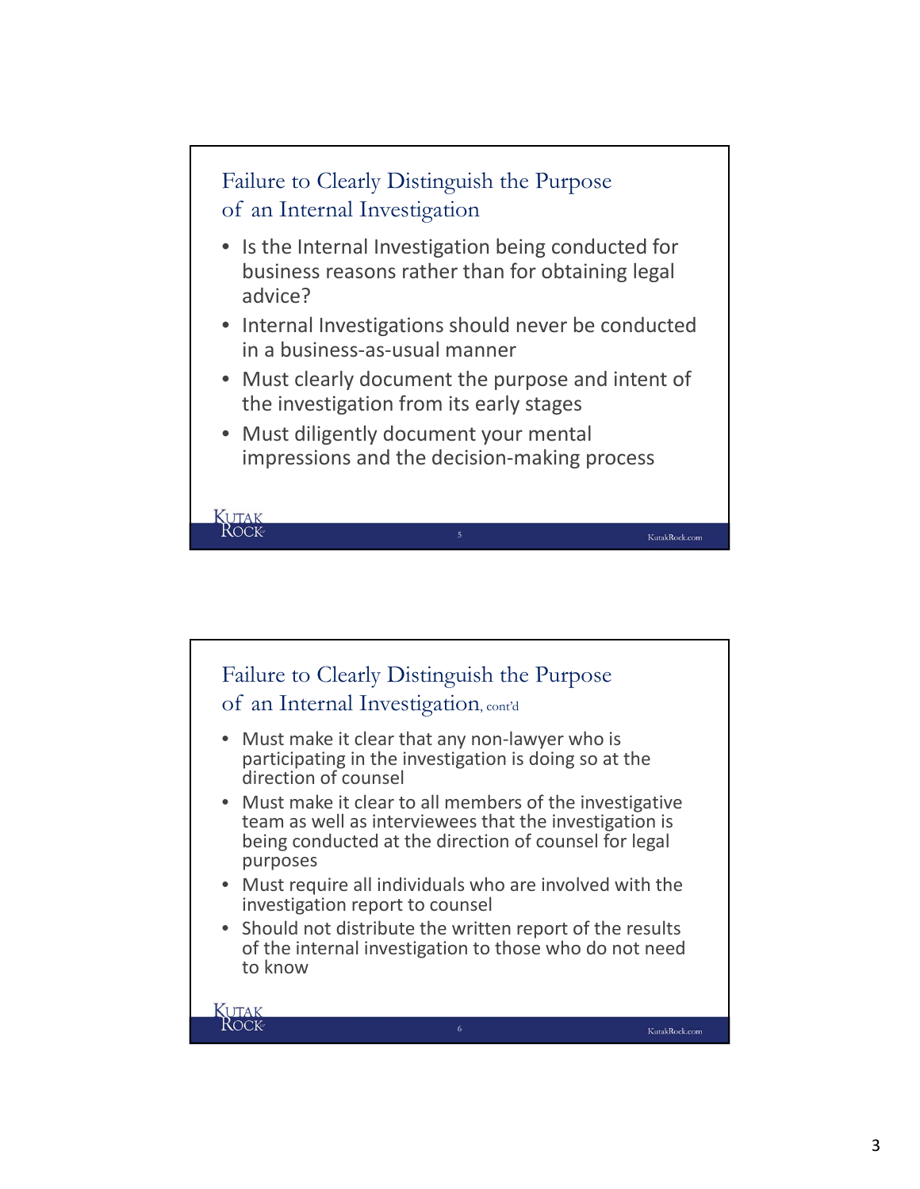## Failure to Clearly Distinguish the Purpose of an Internal Investigation

- Is the Internal Investigation being conducted for business reasons rather than for obtaining legal advice?
- Internal Investigations should never be conducted in a business-as-usual manner
- Must clearly document the purpose and intent of the investigation from its early stages
- Must diligently document your mental impressions and the decision-making process

## Failure to Clearly Distinguish the Purpose of an Internal Investigation, cont'd

- Must make it clear that any non-lawyer who is participating in the investigation is doing so at the direction of counsel
- Must make it clear to all members of the investigative team as well as interviewees that the investigation is being conducted at the direction of counsel for legal purposes
- Must require all individuals who are involved with the investigation report to counsel
- Should not distribute the written report of the results of the internal investigation to those who do not need to know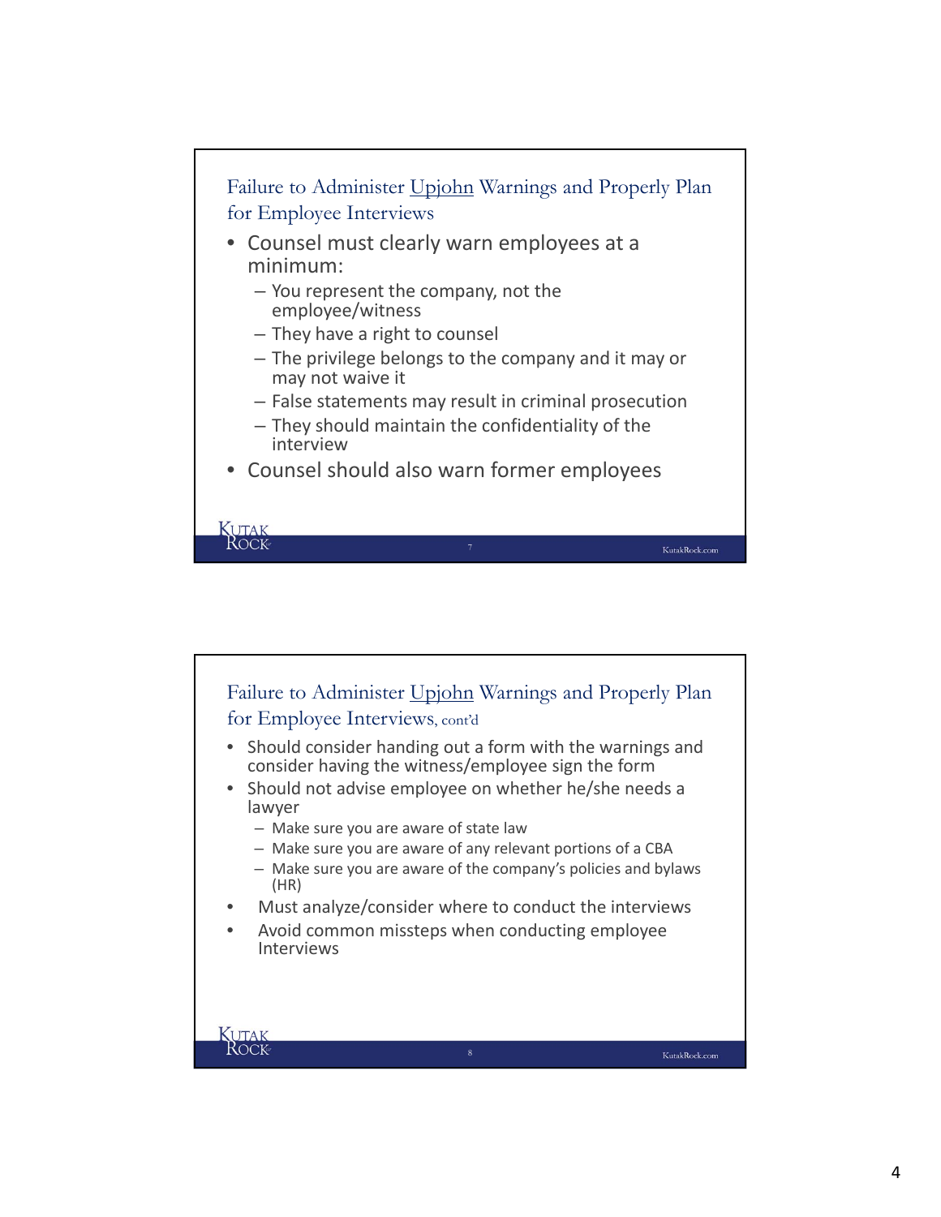## Failure to Administer Upjohn Warnings and Properly Plan for Employee Interviews

- Counsel must clearly warn employees at a minimum:
  - You represent the company, not the employee/witness
  - They have a right to counsel
  - The privilege belongs to the company and it may or may not waive it
  - False statements may result in criminal prosecution
  - They should maintain the confidentiality of the interview
- Counsel should also warn former employees

## Failure to Administer Upjohn Warnings and Properly Plan for Employee Interviews, cont'd

- Should consider handing out a form with the warnings and consider having the witness/employee sign the form
- Should not advise employee on whether he/she needs a lawyer
  - Make sure you are aware of state law
  - Make sure you are aware of any relevant portions of a CBA
  - Make sure you are aware of the company's policies and bylaws (HR)
- Must analyze/consider where to conduct the interviews
- Avoid common missteps when conducting employee Interviews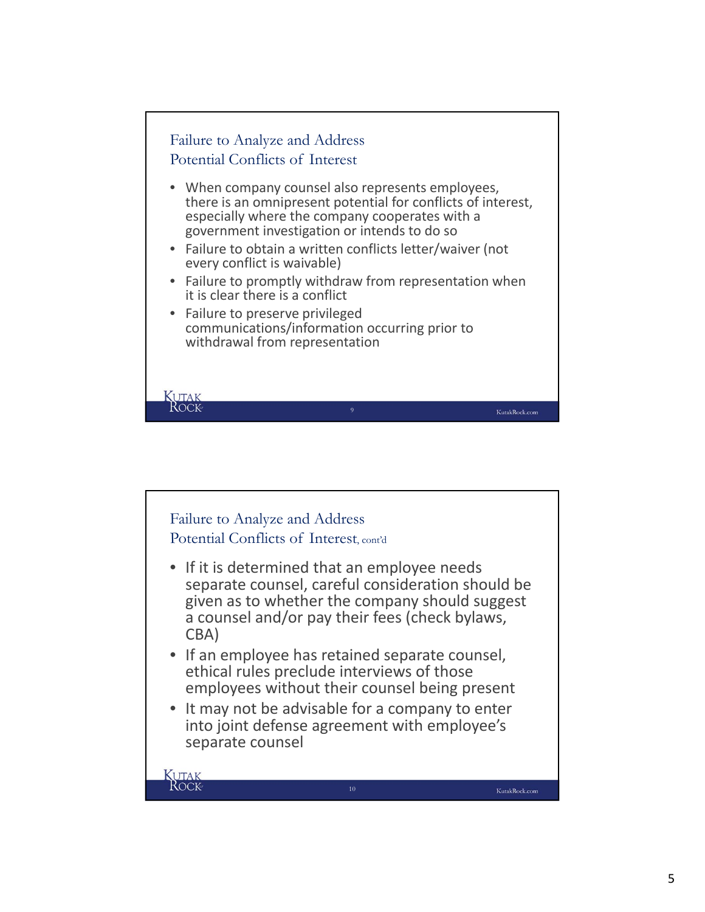## Failure to Analyze and Address Potential Conflicts of Interest

- When company counsel also represents employees, there is an omnipresent potential for conflicts of interest, especially where the company cooperates with a government investigation or intends to do so
- Failure to obtain a written conflicts letter/waiver (not every conflict is waivable)
- Failure to promptly withdraw from representation when it is clear there is a conflict
- Failure to preserve privileged communications/information occurring prior to withdrawal from representation

## Failure to Analyze and Address Potential Conflicts of Interest, cont'd

- If it is determined that an employee needs separate counsel, careful consideration should be given as to whether the company should suggest a counsel and/or pay their fees (check bylaws, CBA)
- If an employee has retained separate counsel, ethical rules preclude interviews of those employees without their counsel being present
- It may not be advisable for a company to enter into joint defense agreement with employee's separate counsel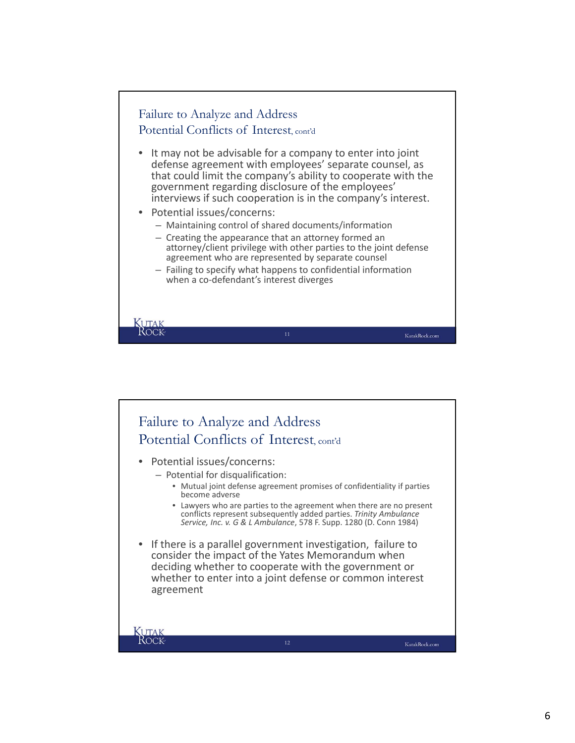## Failure to Analyze and Address Potential Conflicts of Interest, cont'd

- It may not be advisable for a company to enter into joint defense agreement with employees' separate counsel, as that could limit the company's ability to cooperate with the government regarding disclosure of the employees' interviews if such cooperation is in the company's interest.
- Potential issues/concerns:
  - Maintaining control of shared documents/information
  - Creating the appearance that an attorney formed an attorney/client privilege with other parties to the joint defense agreement who are represented by separate counsel
  - Failing to specify what happens to confidential information when a co-defendant's interest diverges

## Failure to Analyze and Address Potential Conflicts of Interest, cont'd

- Potential issues/concerns:
  - Potential for disqualification:
    - Mutual joint defense agreement promises of confidentiality if parties become adverse
    - Lawyers who are parties to the agreement when there are no present conflicts represent subsequently added parties. *Trinity Ambulance Service, Inc. v. G & L Ambulance*, 578 F. Supp. 1280 (D. Conn 1984)
- If there is a parallel government investigation, failure to consider the impact of the Yates Memorandum when deciding whether to cooperate with the government or whether to enter into a joint defense or common interest agreement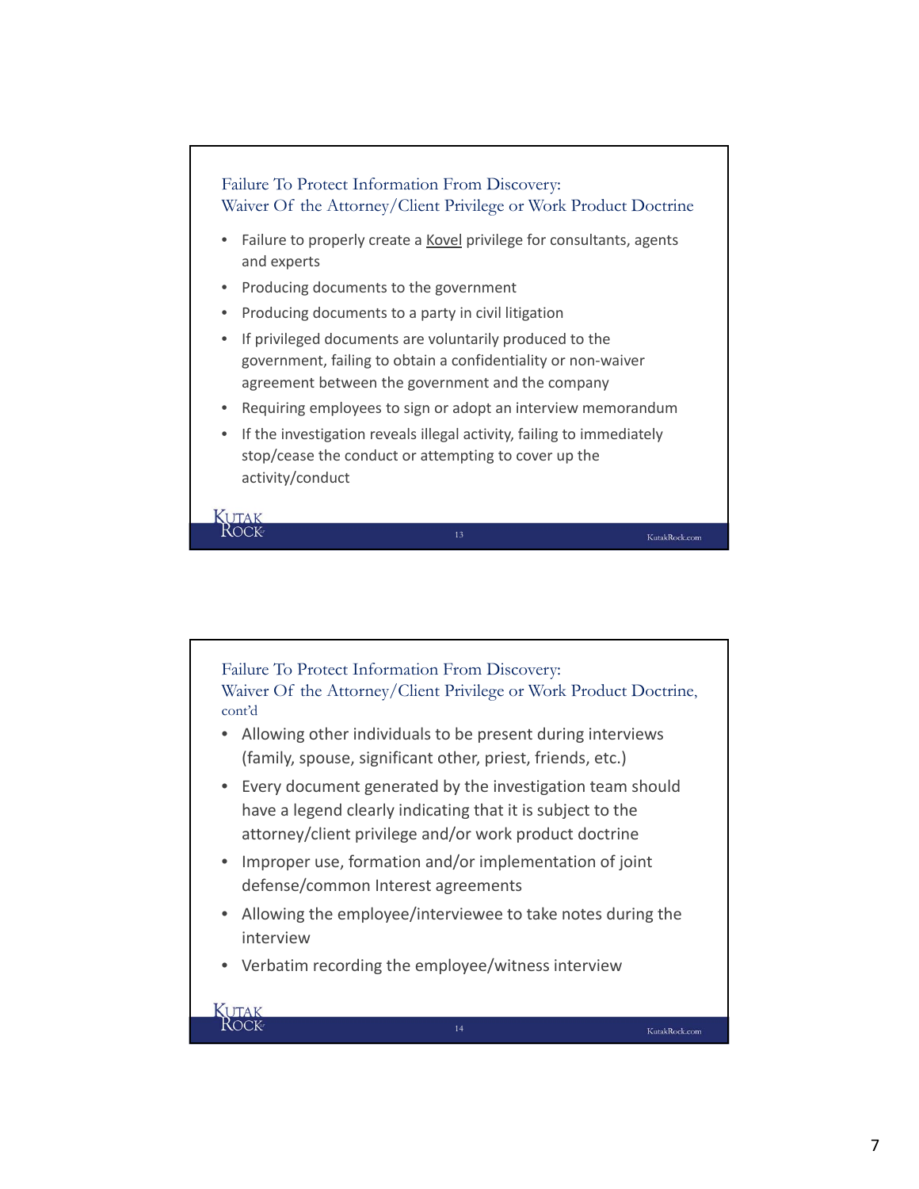## Failure To Protect Information From Discovery: Waiver Of the Attorney/Client Privilege or Work Product Doctrine

- Failure to properly create a Kovel privilege for consultants, agents and experts
- Producing documents to the government
- Producing documents to a party in civil litigation
- If privileged documents are voluntarily produced to the government, failing to obtain a confidentiality or non-waiver agreement between the government and the company
- Requiring employees to sign or adopt an interview memorandum
- If the investigation reveals illegal activity, failing to immediately stop/cease the conduct or attempting to cover up the activity/conduct

## Failure To Protect Information From Discovery: Waiver Of the Attorney/Client Privilege or Work Product Doctrine, cont'd

- Allowing other individuals to be present during interviews (family, spouse, significant other, priest, friends, etc.)
- Every document generated by the investigation team should have a legend clearly indicating that it is subject to the attorney/client privilege and/or work product doctrine
- Improper use, formation and/or implementation of joint defense/common Interest agreements
- Allowing the employee/interviewee to take notes during the interview
- Verbatim recording the employee/witness interview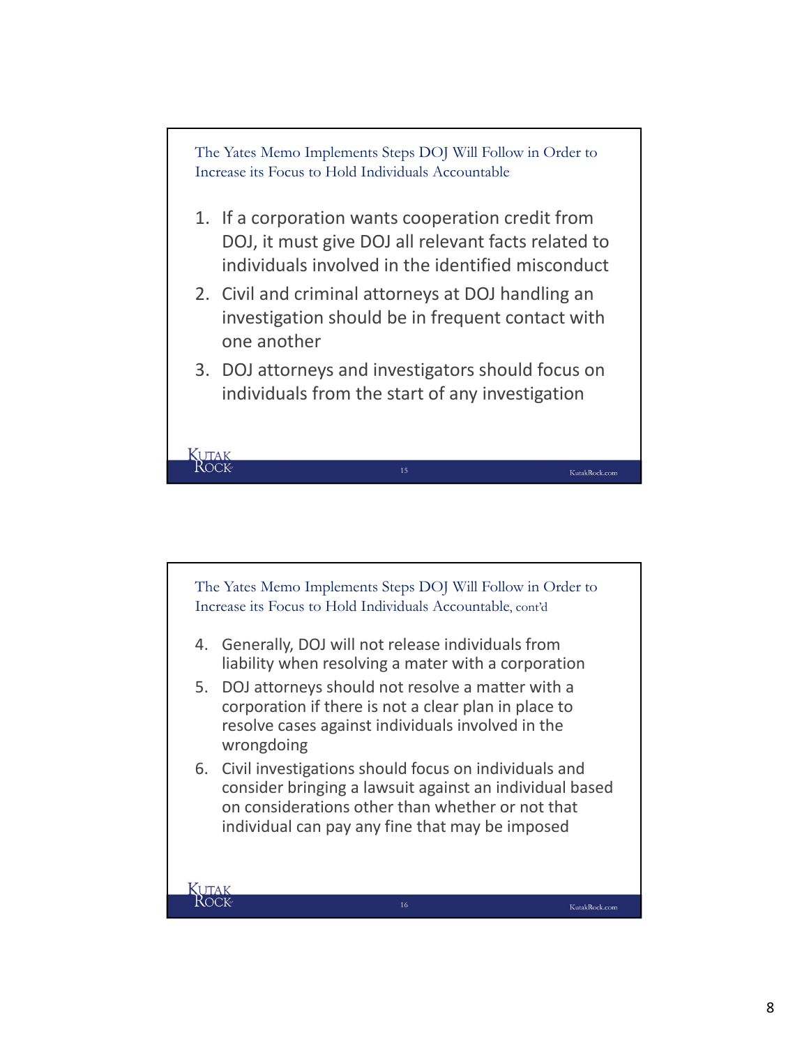## The Yates Memo Implements Steps DOJ Will Follow in Order to Increase its Focus to Hold Individuals Accountable

1. If a corporation wants cooperation credit from DOJ, it must give DOJ all relevant facts related to individuals involved in the identified misconduct
2. Civil and criminal attorneys at DOJ handling an investigation should be in frequent contact with one another
3. DOJ attorneys and investigators should focus on individuals from the start of any investigation

## The Yates Memo Implements Steps DOJ Will Follow in Order to Increase its Focus to Hold Individuals Accountable, cont'd

4. Generally, DOJ will not release individuals from liability when resolving a mater with a corporation
5. DOJ attorneys should not resolve a matter with a corporation if there is not a clear plan in place to resolve cases against individuals involved in the wrongdoing
6. Civil investigations should focus on individuals and consider bringing a lawsuit against an individual based on considerations other than whether or not that individual can pay any fine that may be imposed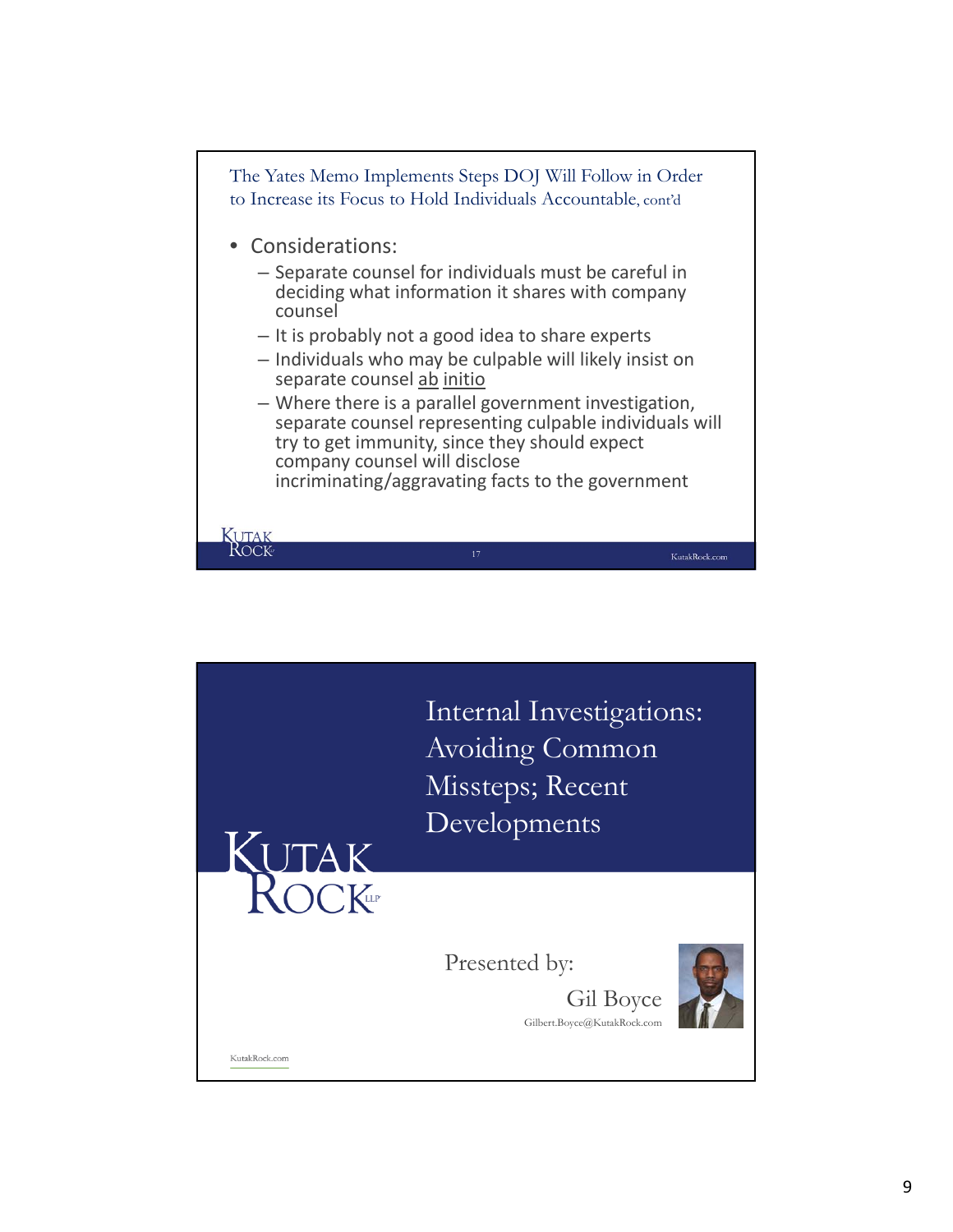## The Yates Memo Implements Steps DOJ Will Follow in Order to Increase its Focus to Hold Individuals Accountable, cont'd

- Considerations:
  - Separate counsel for individuals must be careful in deciding what information it shares with company counsel
  - It is probably not a good idea to share experts
  - Individuals who may be culpable will likely insist on separate counsel ab initio
  - Where there is a parallel government investigation, separate counsel representing culpable individuals will try to get immunity, since they should expect company counsel will disclose incriminating/aggravating facts to the government

KUTAK ROCK

17

KutakRock.com

---

# Internal Investigations: Avoiding Common Missteps; Recent Developments

KUTAK ROCK LLP

Presented by:

Gil Boyce

Gilbert.Boyce@KutakRock.com

KutakRock.com